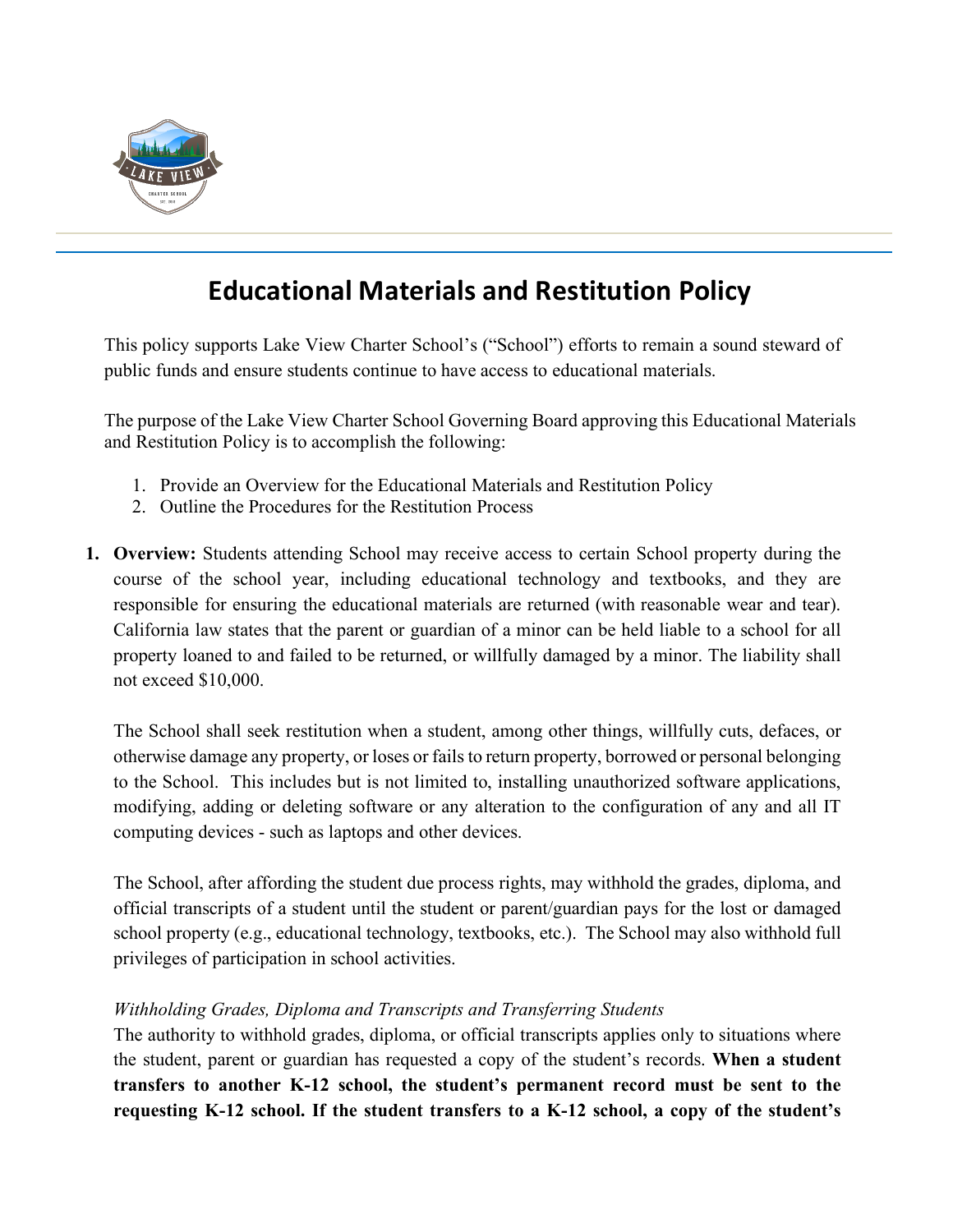# Educational Materials and Restitution Policy

This policy supports Lake View Charter School's ("School") efforts to remain a sound steward of public funds and ensure students continue to have access to educational materials.

The purpose of the Lake View Charter School Governing Board approving this Educational Materials and Restitution Policy is to accomplish the following:

1. Provide an Overview for the Educational Materials and Restitution Policy
2. Outline the Procedures for the Restitution Process

1. **Overview:** Students attending School may receive access to certain School property during the course of the school year, including educational technology and textbooks, and they are responsible for ensuring the educational materials are returned (with reasonable wear and tear). California law states that the parent or guardian of a minor can be held liable to a school for all property loaned to and failed to be returned, or willfully damaged by a minor. The liability shall not exceed $10,000.

   The School shall seek restitution when a student, among other things, willfully cuts, defaces, or otherwise damage any property, or loses or fails to return property, borrowed or personal belonging to the School. This includes but is not limited to, installing unauthorized software applications, modifying, adding or deleting software or any alteration to the configuration of any and all IT computing devices - such as laptops and other devices.

   The School, after affording the student due process rights, may withhold the grades, diploma, and official transcripts of a student until the student or parent/guardian pays for the lost or damaged school property (e.g., educational technology, textbooks, etc.). The School may also withhold full privileges of participation in school activities.

   *Withholding Grades, Diploma and Transcripts and Transferring Students*
   The authority to withhold grades, diploma, or official transcripts applies only to situations where the student, parent or guardian has requested a copy of the student's records. **When a student transfers to another K-12 school, the student's permanent record must be sent to the requesting K-12 school. If the student transfers to a K-12 school, a copy of the student's**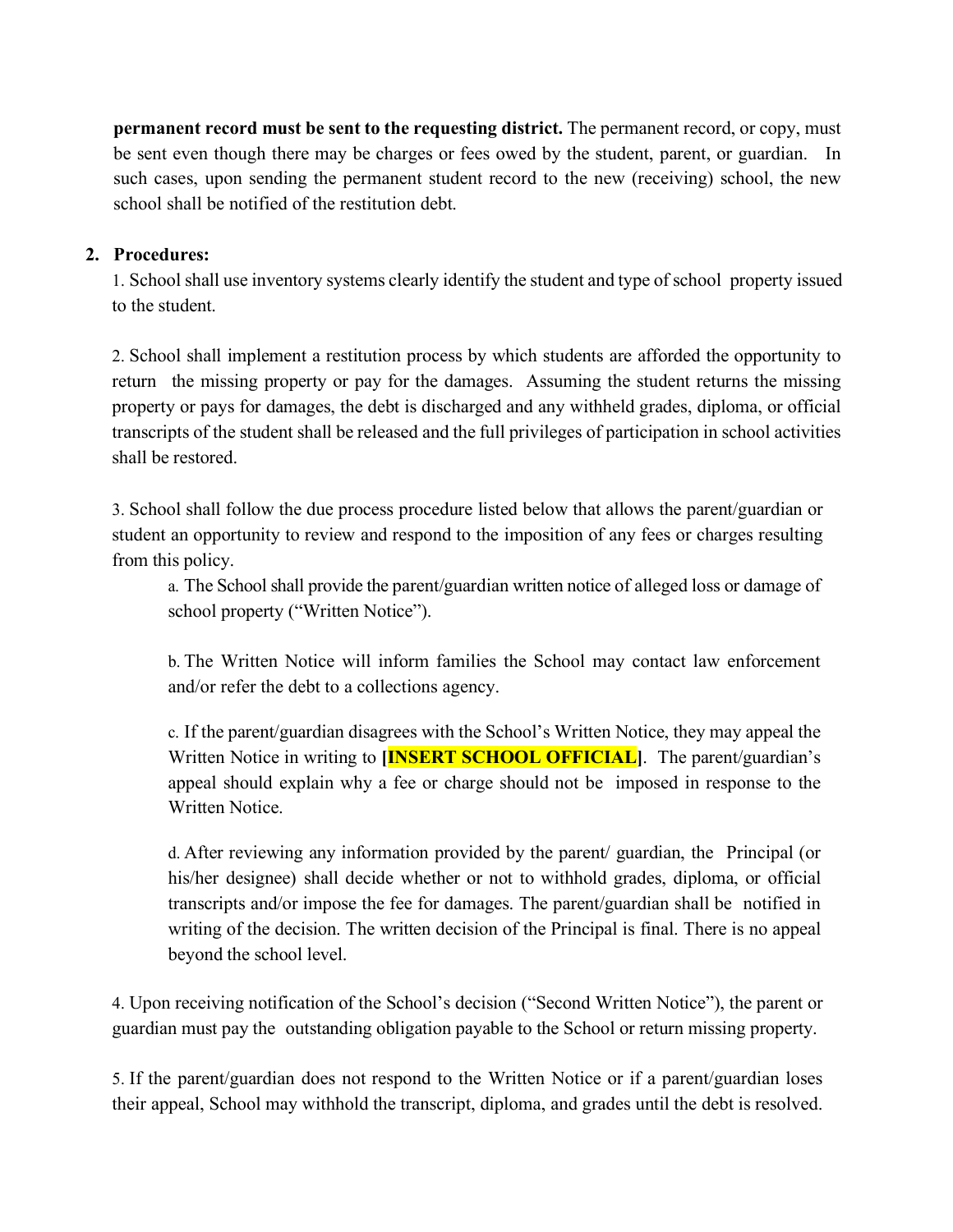**permanent record must be sent to the requesting district.** The permanent record, or copy, must be sent even though there may be charges or fees owed by the student, parent, or guardian. In such cases, upon sending the permanent student record to the new (receiving) school, the new school shall be notified of the restitution debt.

2. **Procedures:**

1. School shall use inventory systems clearly identify the student and type of school property issued to the student.

2. School shall implement a restitution process by which students are afforded the opportunity to return the missing property or pay for the damages. Assuming the student returns the missing property or pays for damages, the debt is discharged and any withheld grades, diploma, or official transcripts of the student shall be released and the full privileges of participation in school activities shall be restored.

3. School shall follow the due process procedure listed below that allows the parent/guardian or student an opportunity to review and respond to the imposition of any fees or charges resulting from this policy.

   a. The School shall provide the parent/guardian written notice of alleged loss or damage of school property ("Written Notice").

   b. The Written Notice will inform families the School may contact law enforcement and/or refer the debt to a collections agency.

   c. If the parent/guardian disagrees with the School's Written Notice, they may appeal the Written Notice in writing to **[INSERT SCHOOL OFFICIAL]**. The parent/guardian's appeal should explain why a fee or charge should not be imposed in response to the Written Notice.

   d. After reviewing any information provided by the parent/ guardian, the Principal (or his/her designee) shall decide whether or not to withhold grades, diploma, or official transcripts and/or impose the fee for damages. The parent/guardian shall be notified in writing of the decision. The written decision of the Principal is final. There is no appeal beyond the school level.

4. Upon receiving notification of the School's decision ("Second Written Notice"), the parent or guardian must pay the outstanding obligation payable to the School or return missing property.

5. If the parent/guardian does not respond to the Written Notice or if a parent/guardian loses their appeal, School may withhold the transcript, diploma, and grades until the debt is resolved.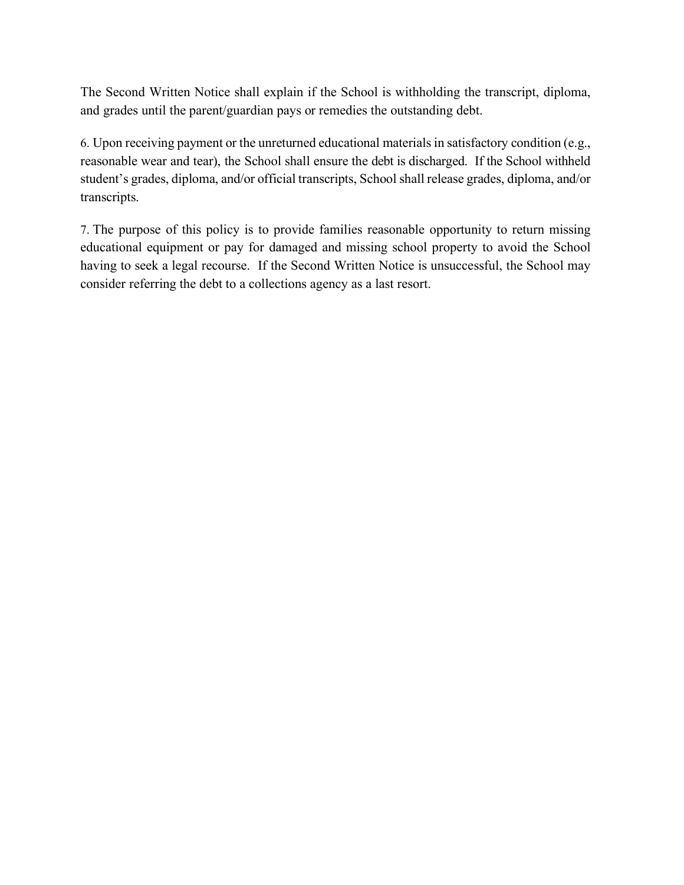The Second Written Notice shall explain if the School is withholding the transcript, diploma, and grades until the parent/guardian pays or remedies the outstanding debt.

6. Upon receiving payment or the unreturned educational materials in satisfactory condition (e.g., reasonable wear and tear), the School shall ensure the debt is discharged. If the School withheld student's grades, diploma, and/or official transcripts, School shall release grades, diploma, and/or transcripts.

7. The purpose of this policy is to provide families reasonable opportunity to return missing educational equipment or pay for damaged and missing school property to avoid the School having to seek a legal recourse. If the Second Written Notice is unsuccessful, the School may consider referring the debt to a collections agency as a last resort.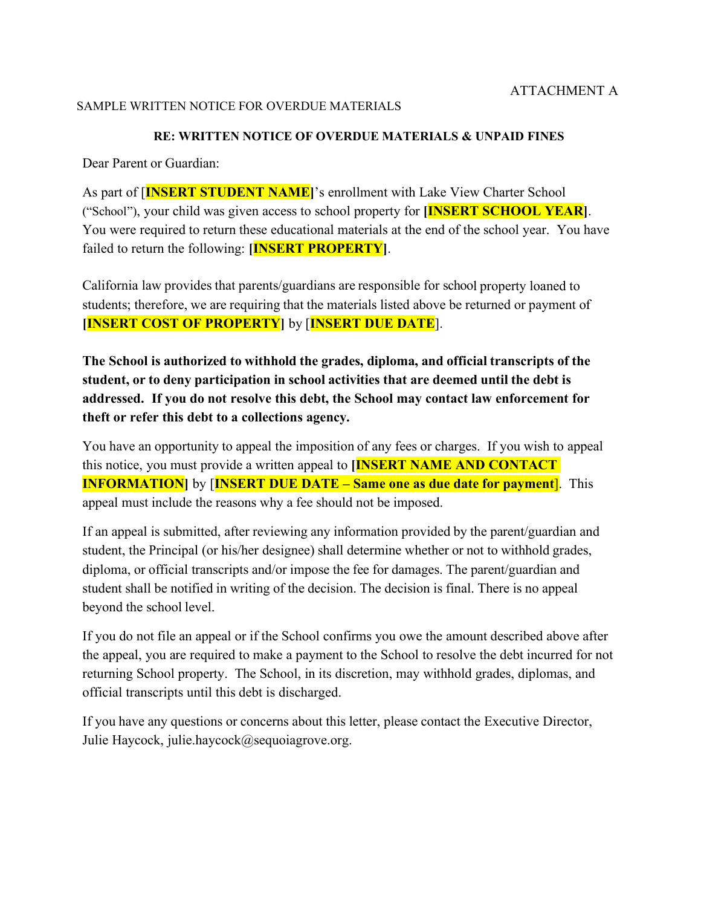ATTACHMENT A

SAMPLE WRITTEN NOTICE FOR OVERDUE MATERIALS

**RE: WRITTEN NOTICE OF OVERDUE MATERIALS & UNPAID FINES**

Dear Parent or Guardian:

As part of [**INSERT STUDENT NAME**]'s enrollment with Lake View Charter School ("School"), your child was given access to school property for **[INSERT SCHOOL YEAR]**. You were required to return these educational materials at the end of the school year. You have failed to return the following: **[INSERT PROPERTY]**.

California law provides that parents/guardians are responsible for school property loaned to students; therefore, we are requiring that the materials listed above be returned or payment of **[INSERT COST OF PROPERTY]** by [**INSERT DUE DATE**].

**The School is authorized to withhold the grades, diploma, and official transcripts of the student, or to deny participation in school activities that are deemed until the debt is addressed. If you do not resolve this debt, the School may contact law enforcement for theft or refer this debt to a collections agency.**

You have an opportunity to appeal the imposition of any fees or charges. If you wish to appeal this notice, you must provide a written appeal to **[INSERT NAME AND CONTACT INFORMATION]** by [**INSERT DUE DATE – Same one as due date for payment**]. This appeal must include the reasons why a fee should not be imposed.

If an appeal is submitted, after reviewing any information provided by the parent/guardian and student, the Principal (or his/her designee) shall determine whether or not to withhold grades, diploma, or official transcripts and/or impose the fee for damages. The parent/guardian and student shall be notified in writing of the decision. The decision is final. There is no appeal beyond the school level.

If you do not file an appeal or if the School confirms you owe the amount described above after the appeal, you are required to make a payment to the School to resolve the debt incurred for not returning School property. The School, in its discretion, may withhold grades, diplomas, and official transcripts until this debt is discharged.

If you have any questions or concerns about this letter, please contact the Executive Director, Julie Haycock, julie.haycock@sequoiagrove.org.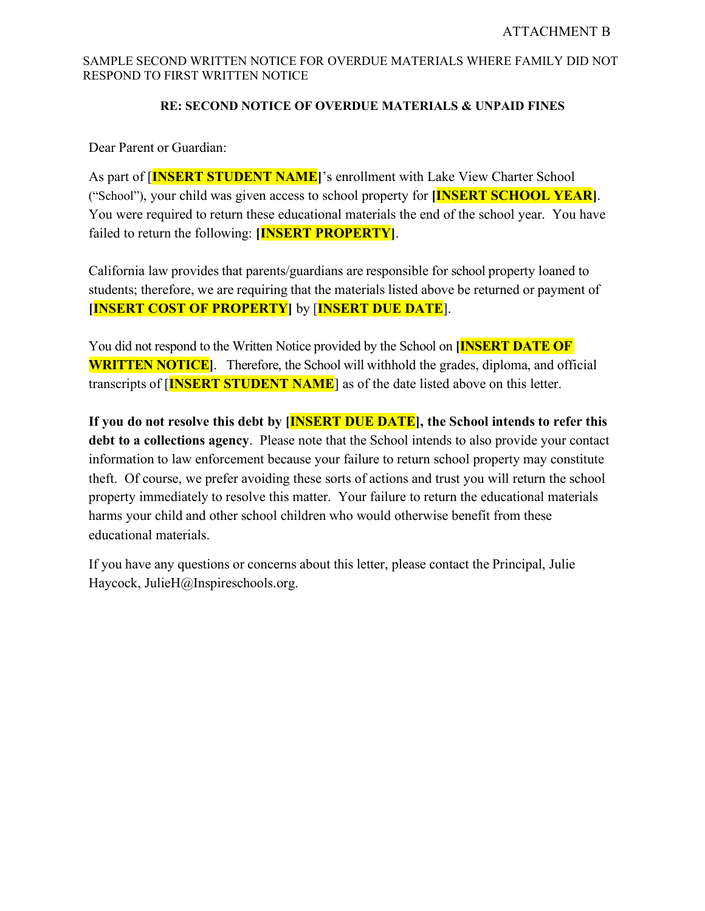ATTACHMENT B

SAMPLE SECOND WRITTEN NOTICE FOR OVERDUE MATERIALS WHERE FAMILY DID NOT RESPOND TO FIRST WRITTEN NOTICE

**RE: SECOND NOTICE OF OVERDUE MATERIALS & UNPAID FINES**

Dear Parent or Guardian:

As part of [**INSERT STUDENT NAME**]'s enrollment with Lake View Charter School ("School"), your child was given access to school property for **[INSERT SCHOOL YEAR]**. You were required to return these educational materials the end of the school year. You have failed to return the following: **[INSERT PROPERTY]**.

California law provides that parents/guardians are responsible for school property loaned to students; therefore, we are requiring that the materials listed above be returned or payment of **[INSERT COST OF PROPERTY]** by [**INSERT DUE DATE**].

You did not respond to the Written Notice provided by the School on **[INSERT DATE OF WRITTEN NOTICE]**. Therefore, the School will withhold the grades, diploma, and official transcripts of [**INSERT STUDENT NAME**] as of the date listed above on this letter.

**If you do not resolve this debt by [INSERT DUE DATE], the School intends to refer this debt to a collections agency**. Please note that the School intends to also provide your contact information to law enforcement because your failure to return school property may constitute theft. Of course, we prefer avoiding these sorts of actions and trust you will return the school property immediately to resolve this matter. Your failure to return the educational materials harms your child and other school children who would otherwise benefit from these educational materials.

If you have any questions or concerns about this letter, please contact the Principal, Julie Haycock, JulieH@Inspireschools.org.